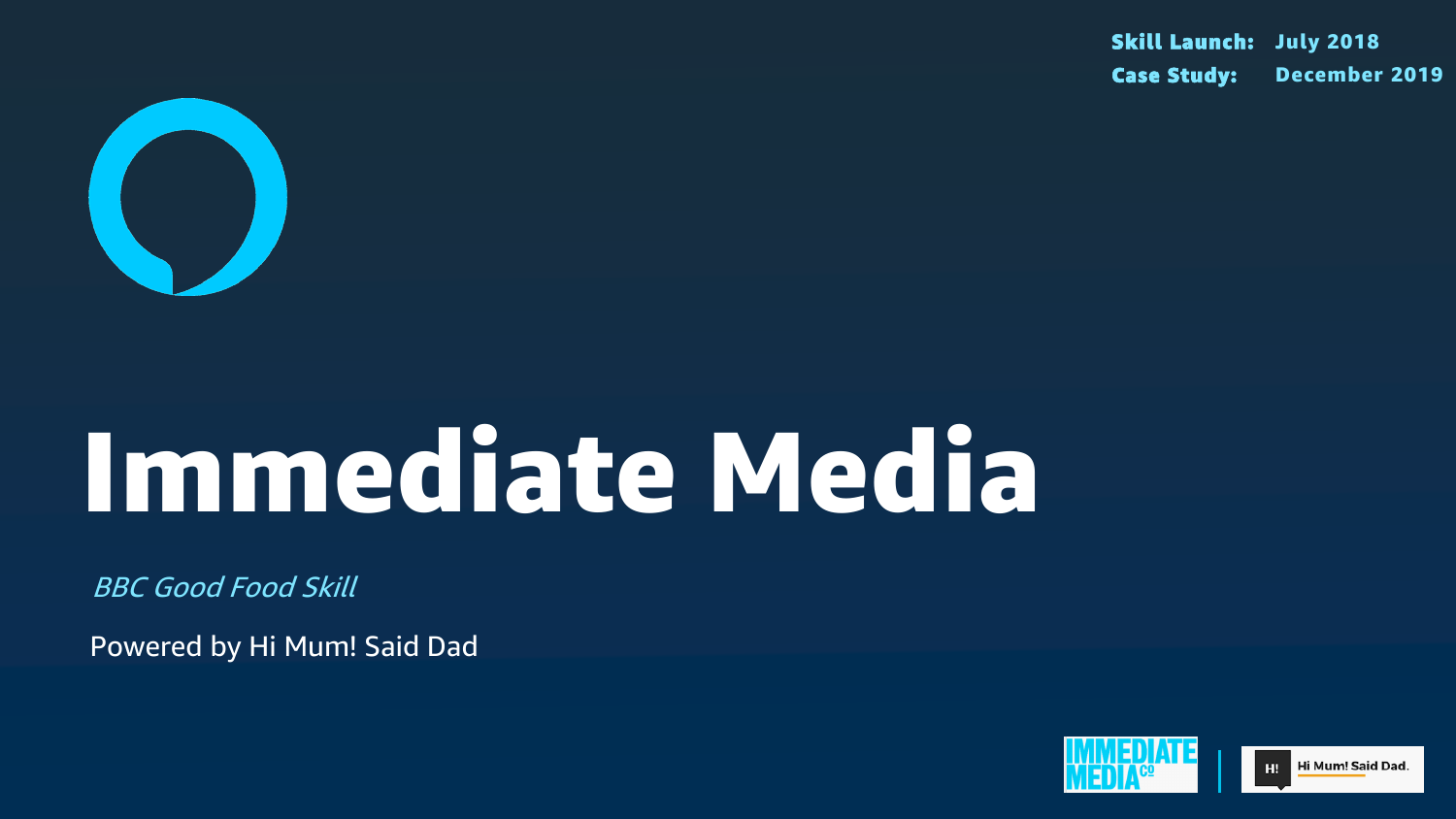**Skill Launch:** July 2018
**Case Study:** December 2019

# Immediate Media

*BBC Good Food Skill*

Powered by Hi Mum! Said Dad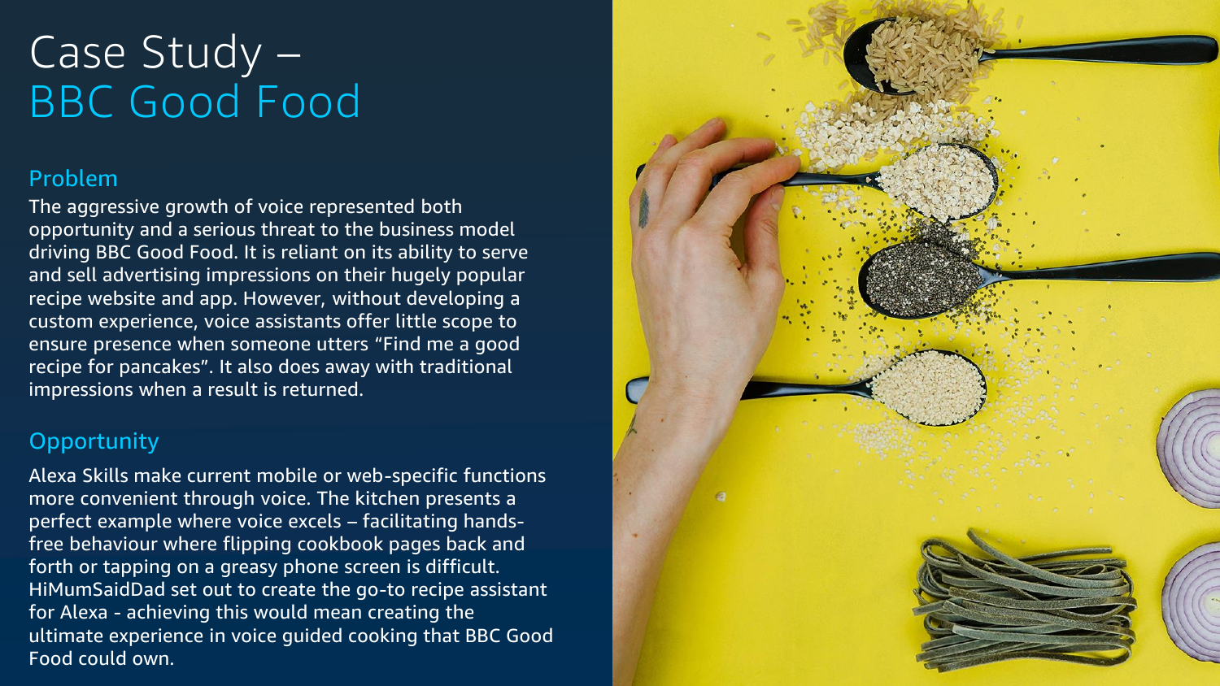# Case Study – BBC Good Food

## Problem

The aggressive growth of voice represented both opportunity and a serious threat to the business model driving BBC Good Food. It is reliant on its ability to serve and sell advertising impressions on their hugely popular recipe website and app. However, without developing a custom experience, voice assistants offer little scope to ensure presence when someone utters "Find me a good recipe for pancakes". It also does away with traditional impressions when a result is returned.

## Opportunity

Alexa Skills make current mobile or web-specific functions more convenient through voice. The kitchen presents a perfect example where voice excels – facilitating hands-free behaviour where flipping cookbook pages back and forth or tapping on a greasy phone screen is difficult. HiMumSaidDad set out to create the go-to recipe assistant for Alexa - achieving this would mean creating the ultimate experience in voice guided cooking that BBC Good Food could own.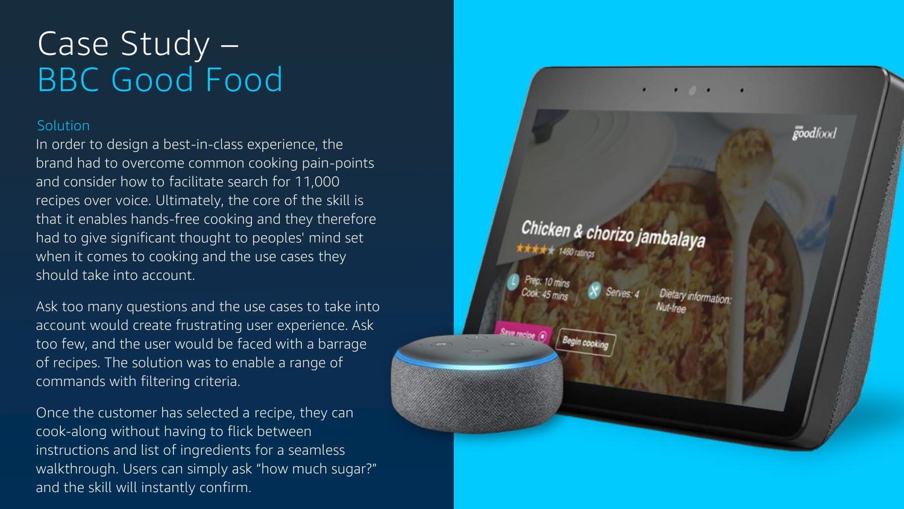# Case Study – BBC Good Food

### Solution

In order to design a best-in-class experience, the brand had to overcome common cooking pain-points and consider how to facilitate search for 11,000 recipes over voice. Ultimately, the core of the skill is that it enables hands-free cooking and they therefore had to give significant thought to peoples' mind set when it comes to cooking and the use cases they should take into account.

Ask too many questions and the use cases to take into account would create frustrating user experience. Ask too few, and the user would be faced with a barrage of recipes. The solution was to enable a range of commands with filtering criteria.

Once the customer has selected a recipe, they can cook-along without having to flick between instructions and list of ingredients for a seamless walkthrough. Users can simply ask "how much sugar?" and the skill will instantly confirm.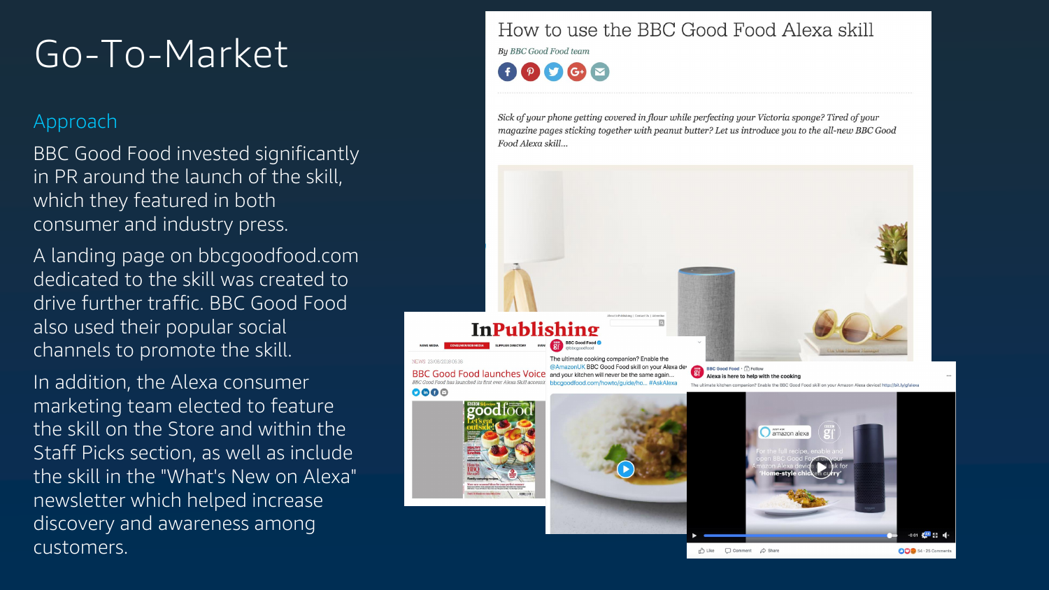# Go-To-Market

## Approach

BBC Good Food invested significantly in PR around the launch of the skill, which they featured in both consumer and industry press.

A landing page on bbcgoodfood.com dedicated to the skill was created to drive further traffic. BBC Good Food also used their popular social channels to promote the skill.

In addition, the Alexa consumer marketing team elected to feature the skill on the Store and within the Staff Picks section, as well as include the skill in the "What's New on Alexa" newsletter which helped increase discovery and awareness among customers.

## How to use the BBC Good Food Alexa skill

*By BBC Good Food team*

*Sick of your phone getting covered in flour while perfecting your Victoria sponge? Tired of your magazine pages sticking together with peanut butter? Let us introduce you to the all-new BBC Good Food Alexa skill...*

**InPublishing**

NEWS 23/08/2018 06:38

BBC Good Food launches Voice

*BBC Good Food has launched its first ever Alexa Skill accessi...*

BBC Good Food @bbcgoodfood

The ultimate cooking companion? Enable the @AmazonUK BBC Good Food skill on your Alexa dev... and your kitchen will never be the same again... bbcgoodfood.com/howto/guide/ho... #AskAlexa

BBC Good Food · Follow

Alexa is here to help with the cooking

The ultimate kitchen companion? Enable the BBC Good Food skill on your Amazon Alexa device! http://bit.ly/gfalexa

For the full recipe, enable and open BBC Good Food on your Amazon Alexa device and ask for 'Home-style chicken curry'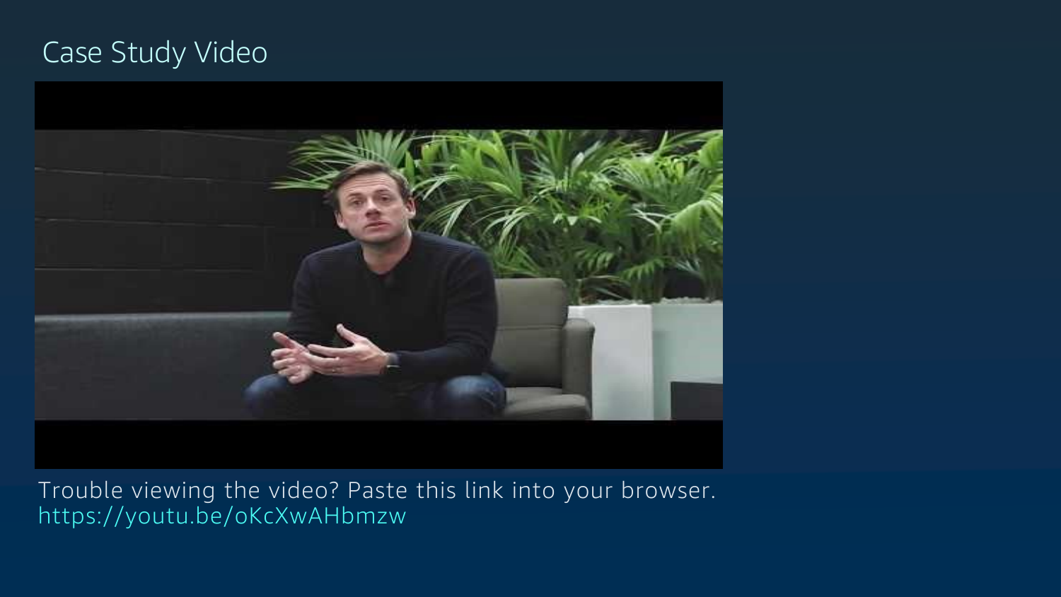# Case Study Video

Trouble viewing the video? Paste this link into your browser.
https://youtu.be/oKcXwAHbmzw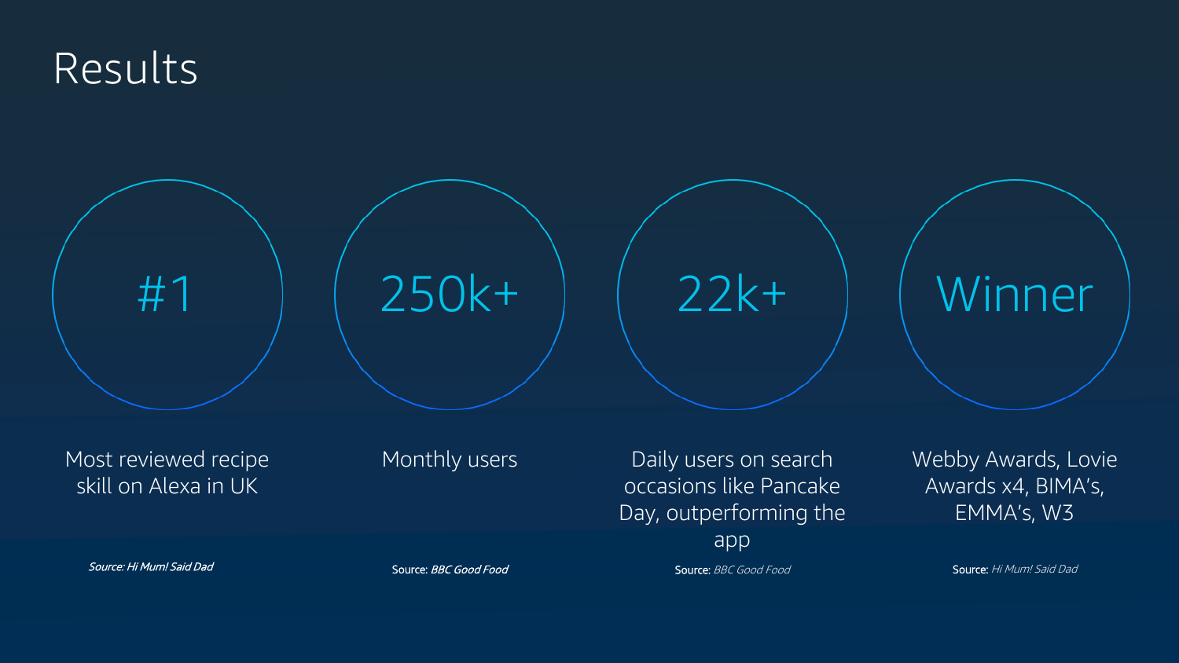# Results

**#1**

Most reviewed recipe skill on Alexa in UK

*Source: Hi Mum! Said Dad*

**250k+**

Monthly users

Source: *BBC Good Food*

**22k+**

Daily users on search occasions like Pancake Day, outperforming the app

Source: *BBC Good Food*

**Winner**

Webby Awards, Lovie Awards x4, BIMA's, EMMA's, W3

Source: *Hi Mum! Said Dad*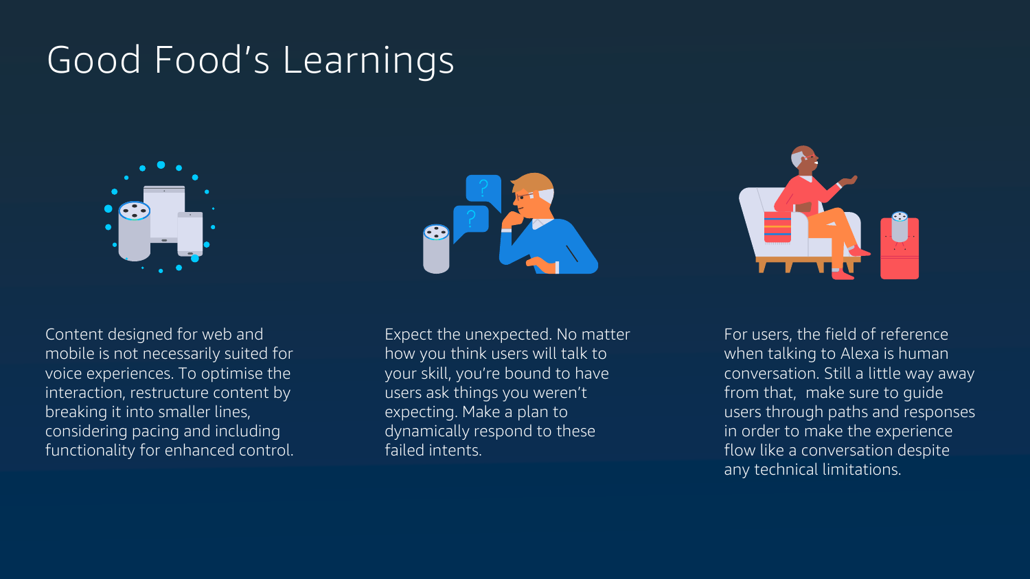# Good Food's Learnings

Content designed for web and mobile is not necessarily suited for voice experiences. To optimise the interaction, restructure content by breaking it into smaller lines, considering pacing and including functionality for enhanced control.

Expect the unexpected. No matter how you think users will talk to your skill, you're bound to have users ask things you weren't expecting. Make a plan to dynamically respond to these failed intents.

For users, the field of reference when talking to Alexa is human conversation. Still a little way away from that, make sure to guide users through paths and responses in order to make the experience flow like a conversation despite any technical limitations.